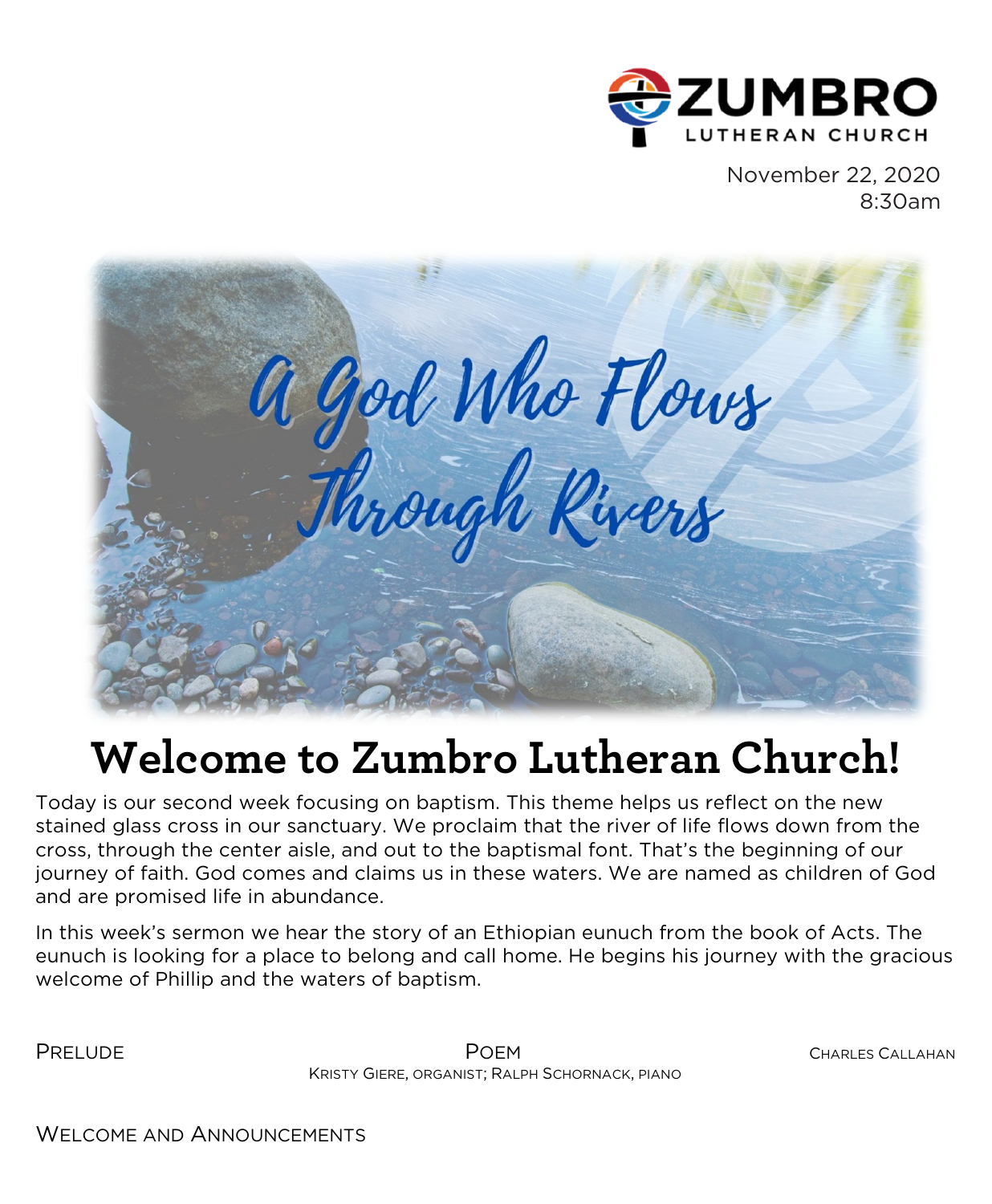ZUMBRO LUTHERAN CHURCH

November 22, 2020
8:30am

A God Who Flows Through Rivers

# Welcome to Zumbro Lutheran Church!

Today is our second week focusing on baptism. This theme helps us reflect on the new stained glass cross in our sanctuary. We proclaim that the river of life flows down from the cross, through the center aisle, and out to the baptismal font. That's the beginning of our journey of faith. God comes and claims us in these waters. We are named as children of God and are promised life in abundance.

In this week's sermon we hear the story of an Ethiopian eunuch from the book of Acts. The eunuch is looking for a place to belong and call home. He begins his journey with the gracious welcome of Phillip and the waters of baptism.

PRELUDE — POEM — CHARLES CALLAHAN
KRISTY GIERE, ORGANIST; RALPH SCHORNACK, PIANO

WELCOME AND ANNOUNCEMENTS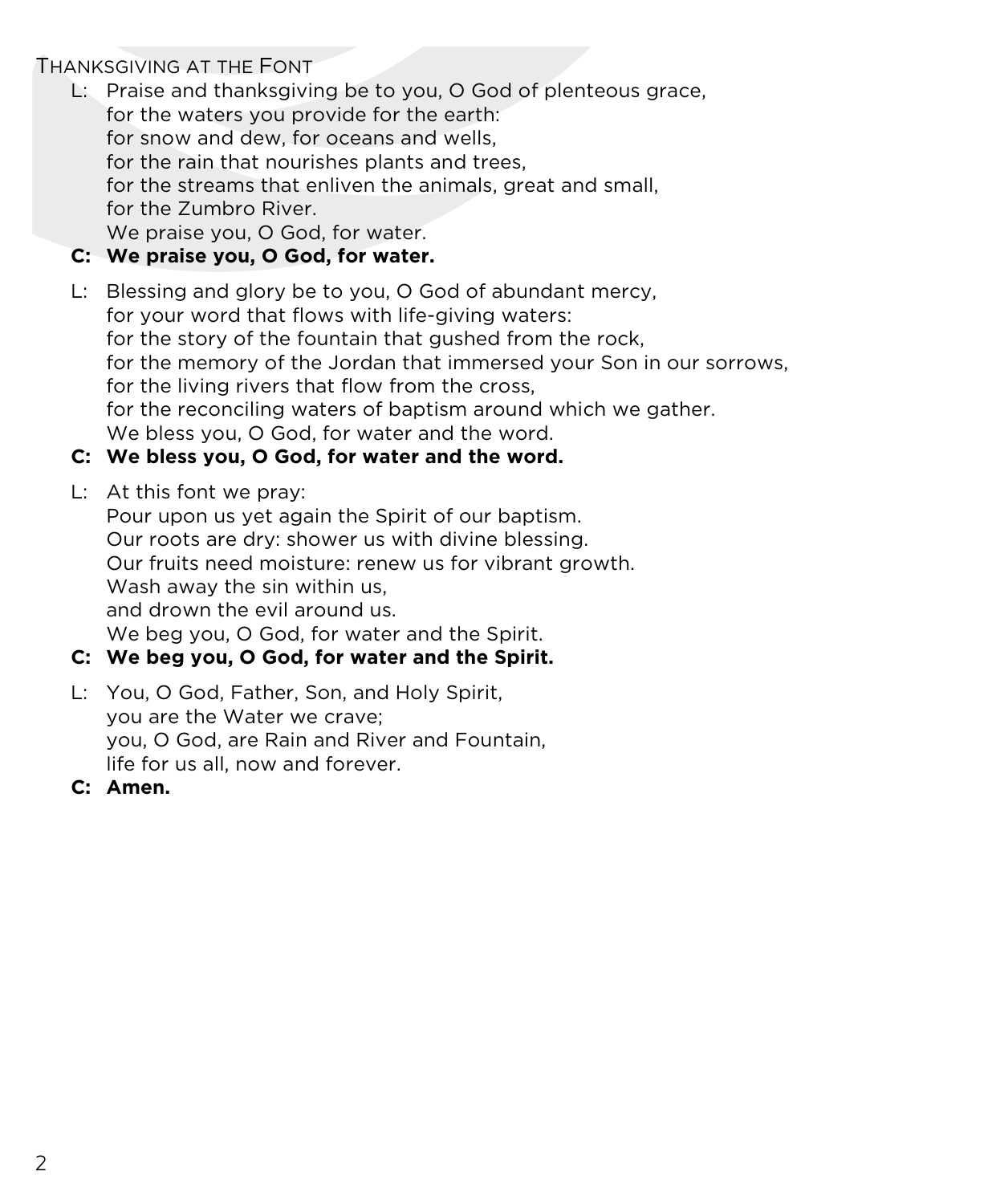## Thanksgiving at the Font

L: Praise and thanksgiving be to you, O God of plenteous grace,
for the waters you provide for the earth:
for snow and dew, for oceans and wells,
for the rain that nourishes plants and trees,
for the streams that enliven the animals, great and small,
for the Zumbro River.
We praise you, O God, for water.

**C: We praise you, O God, for water.**

L: Blessing and glory be to you, O God of abundant mercy,
for your word that flows with life-giving waters:
for the story of the fountain that gushed from the rock,
for the memory of the Jordan that immersed your Son in our sorrows,
for the living rivers that flow from the cross,
for the reconciling waters of baptism around which we gather.
We bless you, O God, for water and the word.

**C: We bless you, O God, for water and the word.**

L: At this font we pray:
Pour upon us yet again the Spirit of our baptism.
Our roots are dry: shower us with divine blessing.
Our fruits need moisture: renew us for vibrant growth.
Wash away the sin within us,
and drown the evil around us.
We beg you, O God, for water and the Spirit.

**C: We beg you, O God, for water and the Spirit.**

L: You, O God, Father, Son, and Holy Spirit,
you are the Water we crave;
you, O God, are Rain and River and Fountain,
life for us all, now and forever.

**C: Amen.**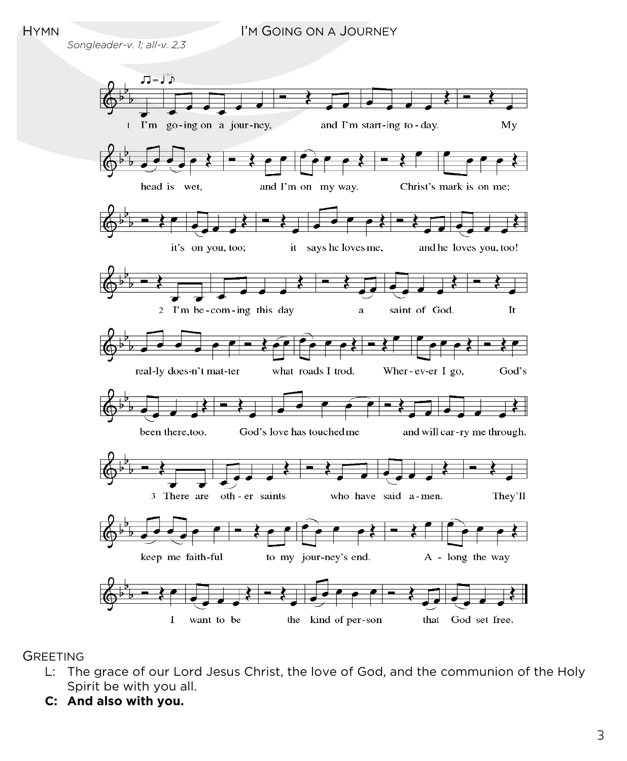HYMN — I'M GOING ON A JOURNEY

*Songleader-v. 1; all-v. 2,3*

1 I'm going on a journey, and I'm starting today. My head is wet, and I'm on my way. Christ's mark is on me; it's on you, too; it says he loves me, and he loves you, too!

2 I'm becoming this day a saint of God. It really doesn't matter what roads I trod. Wherever I go, God's been there, too. God's love has touched me and will carry me through.

3 There are other saints who have said amen. They'll keep me faithful to my journey's end. Along the way I want to be the kind of person that God set free.

GREETING

L: The grace of our Lord Jesus Christ, the love of God, and the communion of the Holy Spirit be with you all.

**C: And also with you.**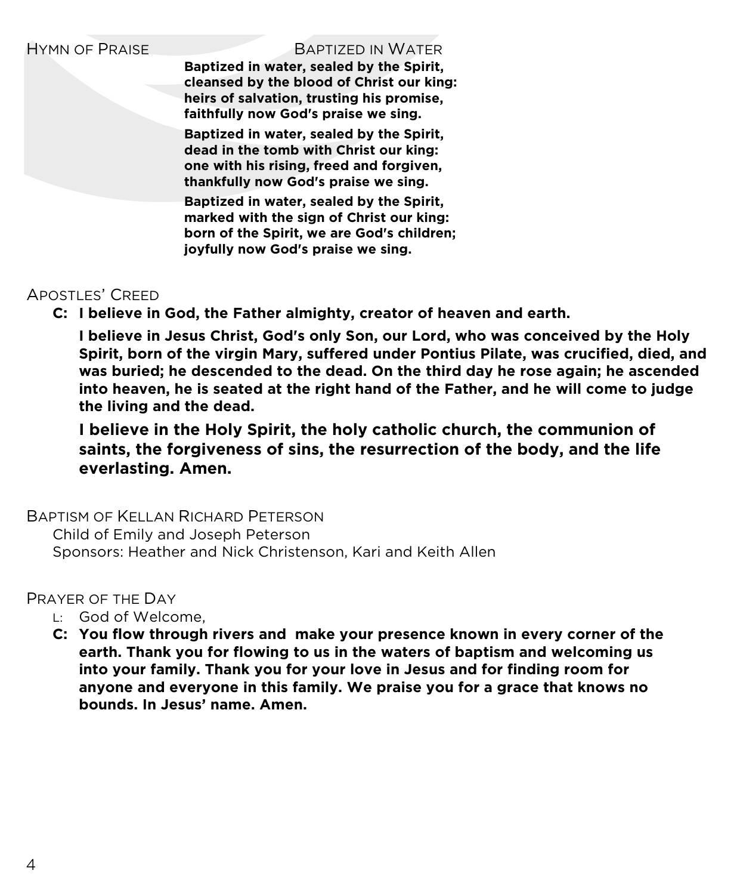## Hymn of Praise — Baptized in Water

**Baptized in water, sealed by the Spirit,
cleansed by the blood of Christ our king:
heirs of salvation, trusting his promise,
faithfully now God's praise we sing.**

**Baptized in water, sealed by the Spirit,
dead in the tomb with Christ our king:
one with his rising, freed and forgiven,
thankfully now God's praise we sing.**

**Baptized in water, sealed by the Spirit,
marked with the sign of Christ our king:
born of the Spirit, we are God's children;
joyfully now God's praise we sing.**

## Apostles' Creed

**C: I believe in God, the Father almighty, creator of heaven and earth.**

**I believe in Jesus Christ, God's only Son, our Lord, who was conceived by the Holy Spirit, born of the virgin Mary, suffered under Pontius Pilate, was crucified, died, and was buried; he descended to the dead. On the third day he rose again; he ascended into heaven, he is seated at the right hand of the Father, and he will come to judge the living and the dead.**

**I believe in the Holy Spirit, the holy catholic church, the communion of saints, the forgiveness of sins, the resurrection of the body, and the life everlasting. Amen.**

## Baptism of Kellan Richard Peterson

Child of Emily and Joseph Peterson
Sponsors: Heather and Nick Christenson, Kari and Keith Allen

## Prayer of the Day

L: God of Welcome,

**C: You flow through rivers and make your presence known in every corner of the earth. Thank you for flowing to us in the waters of baptism and welcoming us into your family. Thank you for your love in Jesus and for finding room for anyone and everyone in this family. We praise you for a grace that knows no bounds. In Jesus' name. Amen.**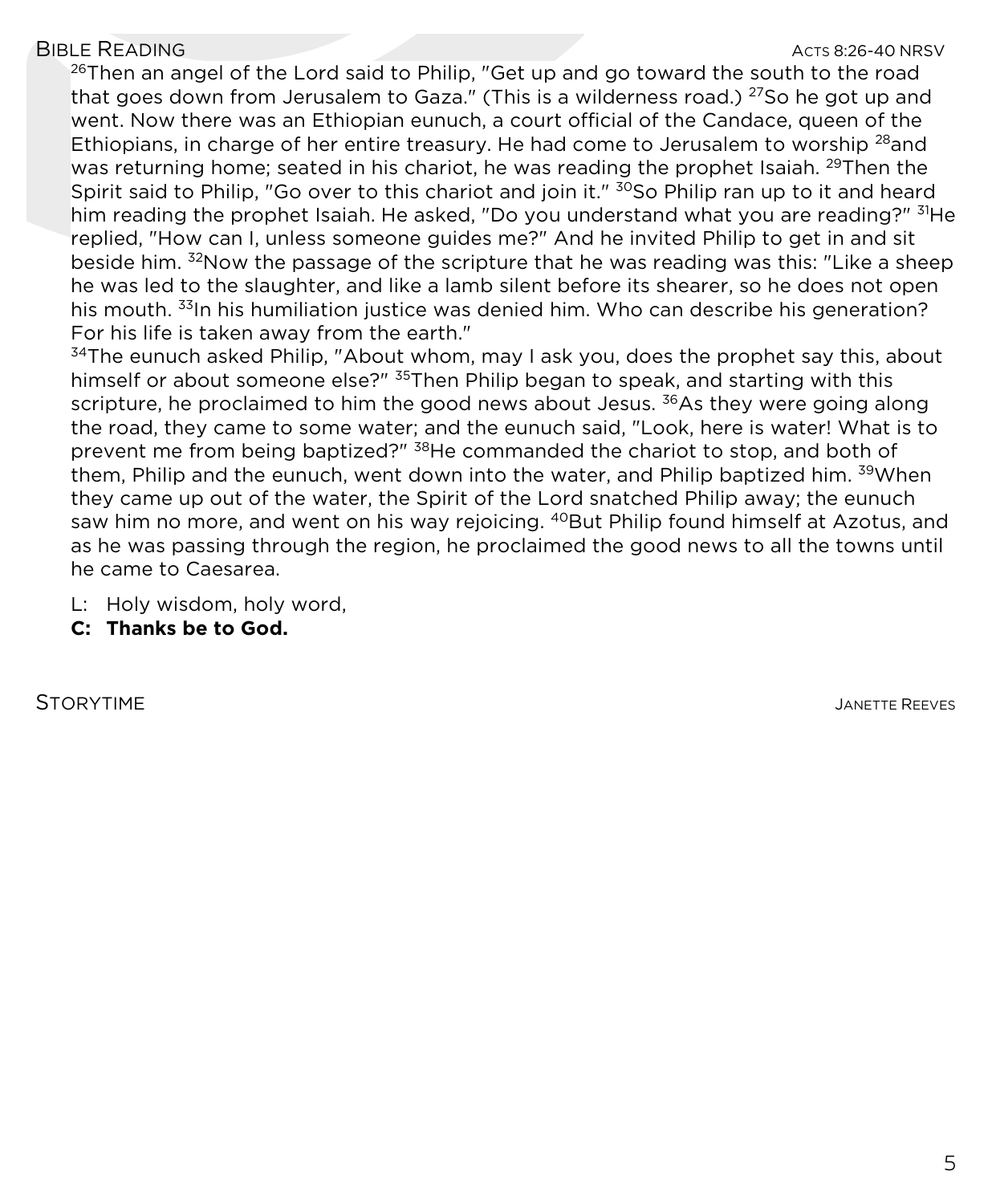## BIBLE READING

ACTS 8:26-40 NRSV

[26]Then an angel of the Lord said to Philip, "Get up and go toward the south to the road that goes down from Jerusalem to Gaza." (This is a wilderness road.) [27]So he got up and went. Now there was an Ethiopian eunuch, a court official of the Candace, queen of the Ethiopians, in charge of her entire treasury. He had come to Jerusalem to worship [28]and was returning home; seated in his chariot, he was reading the prophet Isaiah. [29]Then the Spirit said to Philip, "Go over to this chariot and join it." [30]So Philip ran up to it and heard him reading the prophet Isaiah. He asked, "Do you understand what you are reading?" [31]He replied, "How can I, unless someone guides me?" And he invited Philip to get in and sit beside him. [32]Now the passage of the scripture that he was reading was this: "Like a sheep he was led to the slaughter, and like a lamb silent before its shearer, so he does not open his mouth. [33]In his humiliation justice was denied him. Who can describe his generation? For his life is taken away from the earth."

[34]The eunuch asked Philip, "About whom, may I ask you, does the prophet say this, about himself or about someone else?" [35]Then Philip began to speak, and starting with this scripture, he proclaimed to him the good news about Jesus. [36]As they were going along the road, they came to some water; and the eunuch said, "Look, here is water! What is to prevent me from being baptized?" [38]He commanded the chariot to stop, and both of them, Philip and the eunuch, went down into the water, and Philip baptized him. [39]When they came up out of the water, the Spirit of the Lord snatched Philip away; the eunuch saw him no more, and went on his way rejoicing. [40]But Philip found himself at Azotus, and as he was passing through the region, he proclaimed the good news to all the towns until he came to Caesarea.

L: Holy wisdom, holy word,

**C: Thanks be to God.**

## STORYTIME

JANETTE REEVES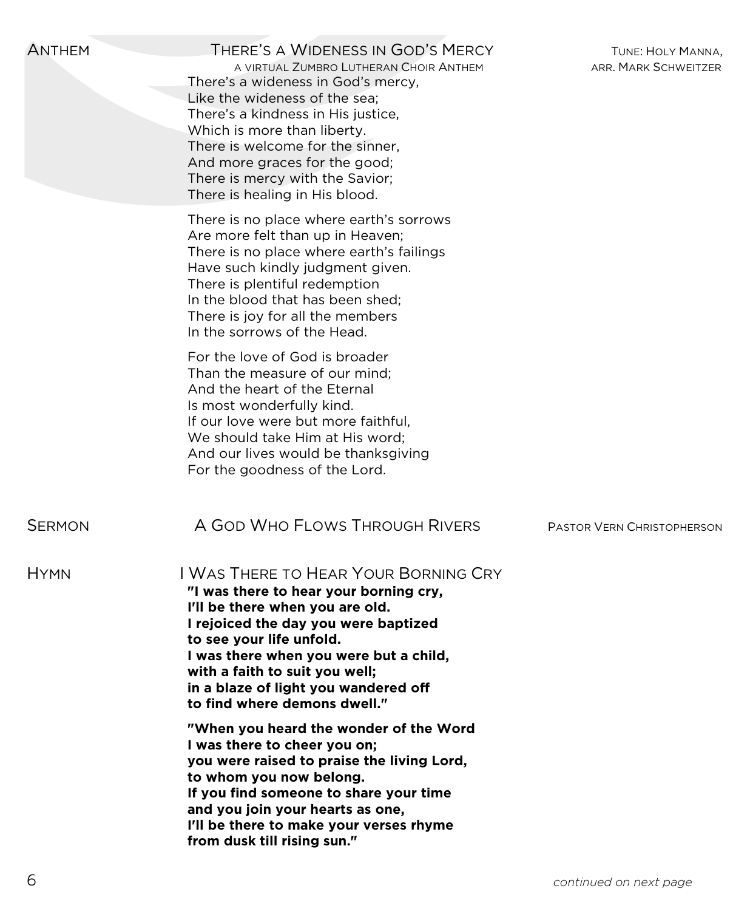## Anthem — There's a Wideness in God's Mercy

A virtual Zumbro Lutheran Choir Anthem

Tune: Holy Manna, arr. Mark Schweitzer

There's a wideness in God's mercy,
Like the wideness of the sea;
There's a kindness in His justice,
Which is more than liberty.
There is welcome for the sinner,
And more graces for the good;
There is mercy with the Savior;
There is healing in His blood.

There is no place where earth's sorrows
Are more felt than up in Heaven;
There is no place where earth's failings
Have such kindly judgment given.
There is plentiful redemption
In the blood that has been shed;
There is joy for all the members
In the sorrows of the Head.

For the love of God is broader
Than the measure of our mind;
And the heart of the Eternal
Is most wonderfully kind.
If our love were but more faithful,
We should take Him at His word;
And our lives would be thanksgiving
For the goodness of the Lord.

## Sermon — A God Who Flows Through Rivers

Pastor Vern Christopherson

## Hymn — I Was There to Hear Your Borning Cry

**"I was there to hear your borning cry,**
**I'll be there when you are old.**
**I rejoiced the day you were baptized**
**to see your life unfold.**
**I was there when you were but a child,**
**with a faith to suit you well;**
**in a blaze of light you wandered off**
**to find where demons dwell."**

**"When you heard the wonder of the Word**
**I was there to cheer you on;**
**you were raised to praise the living Lord,**
**to whom you now belong.**
**If you find someone to share your time**
**and you join your hearts as one,**
**I'll be there to make your verses rhyme**
**from dusk till rising sun."**

*continued on next page*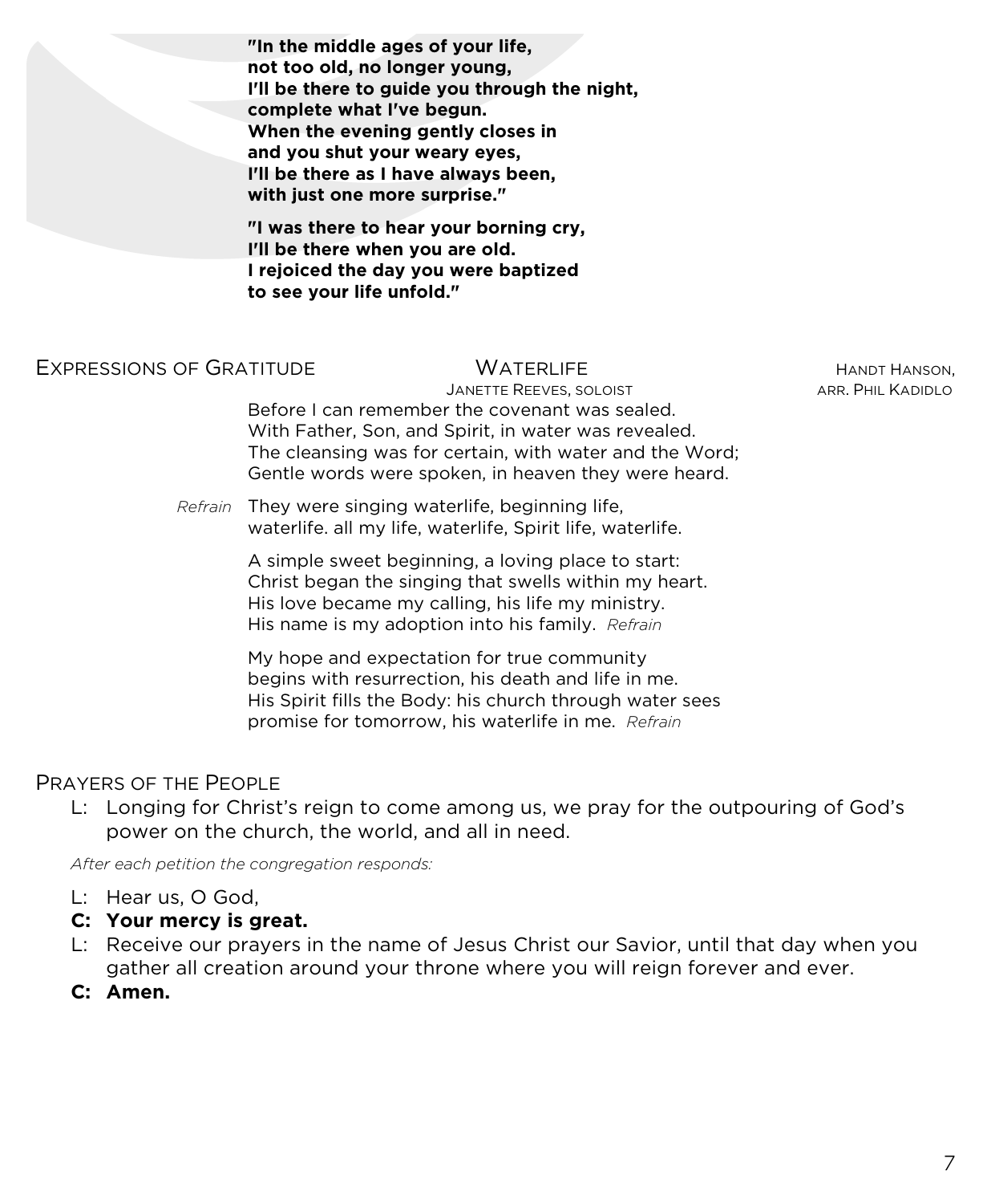**"In the middle ages of your life,**
**not too old, no longer young,**
**I'll be there to guide you through the night,**
**complete what I've begun.**
**When the evening gently closes in**
**and you shut your weary eyes,**
**I'll be there as I have always been,**
**with just one more surprise."**

**"I was there to hear your borning cry,**
**I'll be there when you are old.**
**I rejoiced the day you were baptized**
**to see your life unfold."**

## Expressions of Gratitude — Waterlife

Janette Reeves, soloist — Handt Hanson, arr. Phil Kadidlo

Before I can remember the covenant was sealed.
With Father, Son, and Spirit, in water was revealed.
The cleansing was for certain, with water and the Word;
Gentle words were spoken, in heaven they were heard.

*Refrain* They were singing waterlife, beginning life,
waterlife. all my life, waterlife, Spirit life, waterlife.

A simple sweet beginning, a loving place to start:
Christ began the singing that swells within my heart.
His love became my calling, his life my ministry.
His name is my adoption into his family. *Refrain*

My hope and expectation for true community
begins with resurrection, his death and life in me.
His Spirit fills the Body: his church through water sees
promise for tomorrow, his waterlife in me. *Refrain*

## Prayers of the People

L: Longing for Christ's reign to come among us, we pray for the outpouring of God's power on the church, the world, and all in need.

*After each petition the congregation responds:*

L: Hear us, O God,
**C: Your mercy is great.**
L: Receive our prayers in the name of Jesus Christ our Savior, until that day when you gather all creation around your throne where you will reign forever and ever.
**C: Amen.**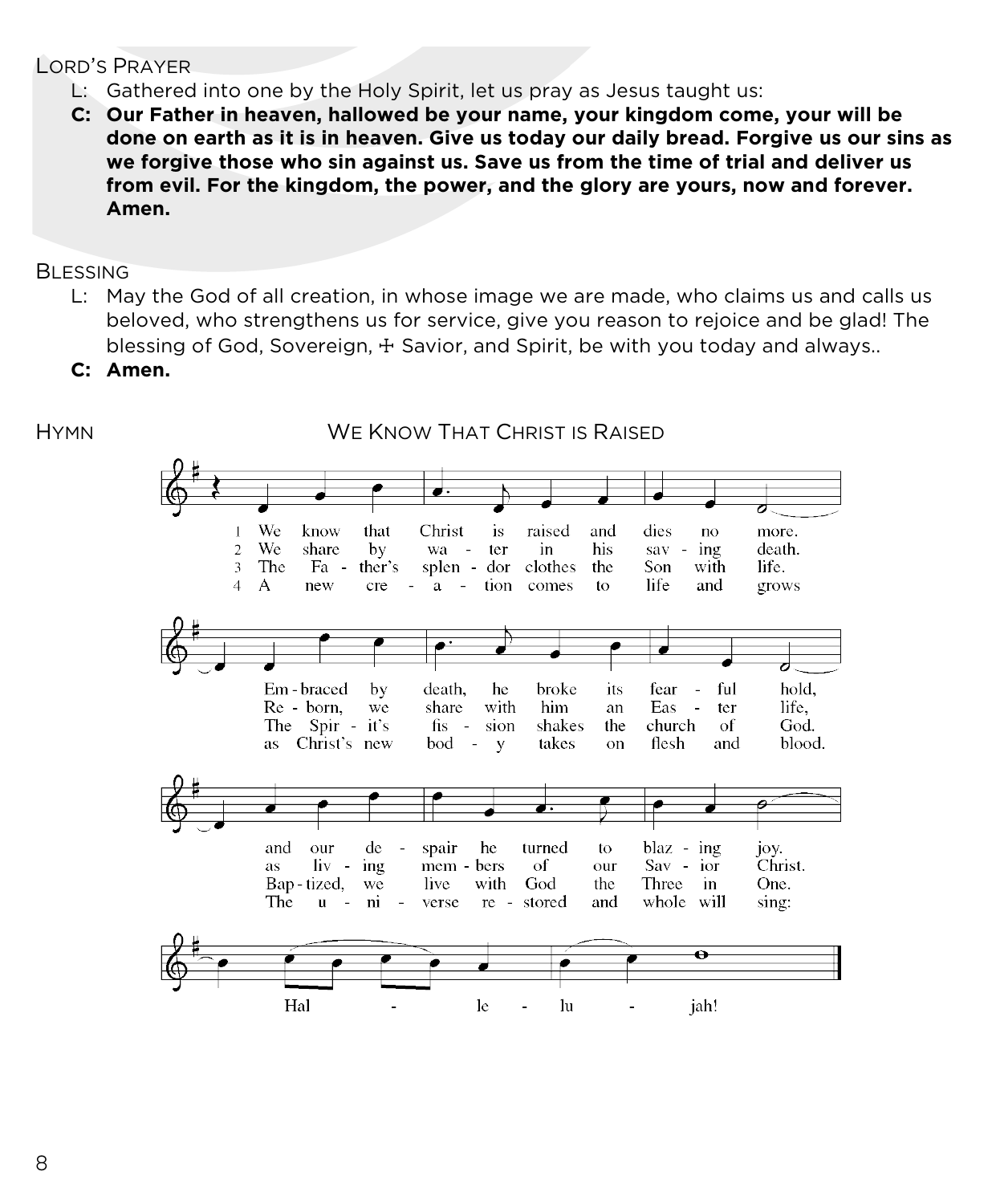LORD'S PRAYER

L: Gathered into one by the Holy Spirit, let us pray as Jesus taught us:

**C: Our Father in heaven, hallowed be your name, your kingdom come, your will be done on earth as it is in heaven. Give us today our daily bread. Forgive us our sins as we forgive those who sin against us. Save us from the time of trial and deliver us from evil. For the kingdom, the power, and the glory are yours, now and forever. Amen.**

BLESSING

L: May the God of all creation, in whose image we are made, who claims us and calls us beloved, who strengthens us for service, give you reason to rejoice and be glad! The blessing of God, Sovereign, ☩ Savior, and Spirit, be with you today and always..

**C: Amen.**

HYMN — WE KNOW THAT CHRIST IS RAISED

1 We know that Christ is raised and dies no more. Embraced by death, he broke its fearful hold, and our despair he turned to blazing joy. Hallelujah!

2 We share by water in his saving death. Reborn, we share with him an Easter life, as living members of our Savior Christ. Hallelujah!

3 The Father's splendor clothes the Son with life. The Spirit's fission shakes the church of God. Baptized, we live with God the Three in One. Hallelujah!

4 A new creation comes to life and grows as Christ's new body takes on flesh and blood. The universe restored and whole will sing: Hallelujah!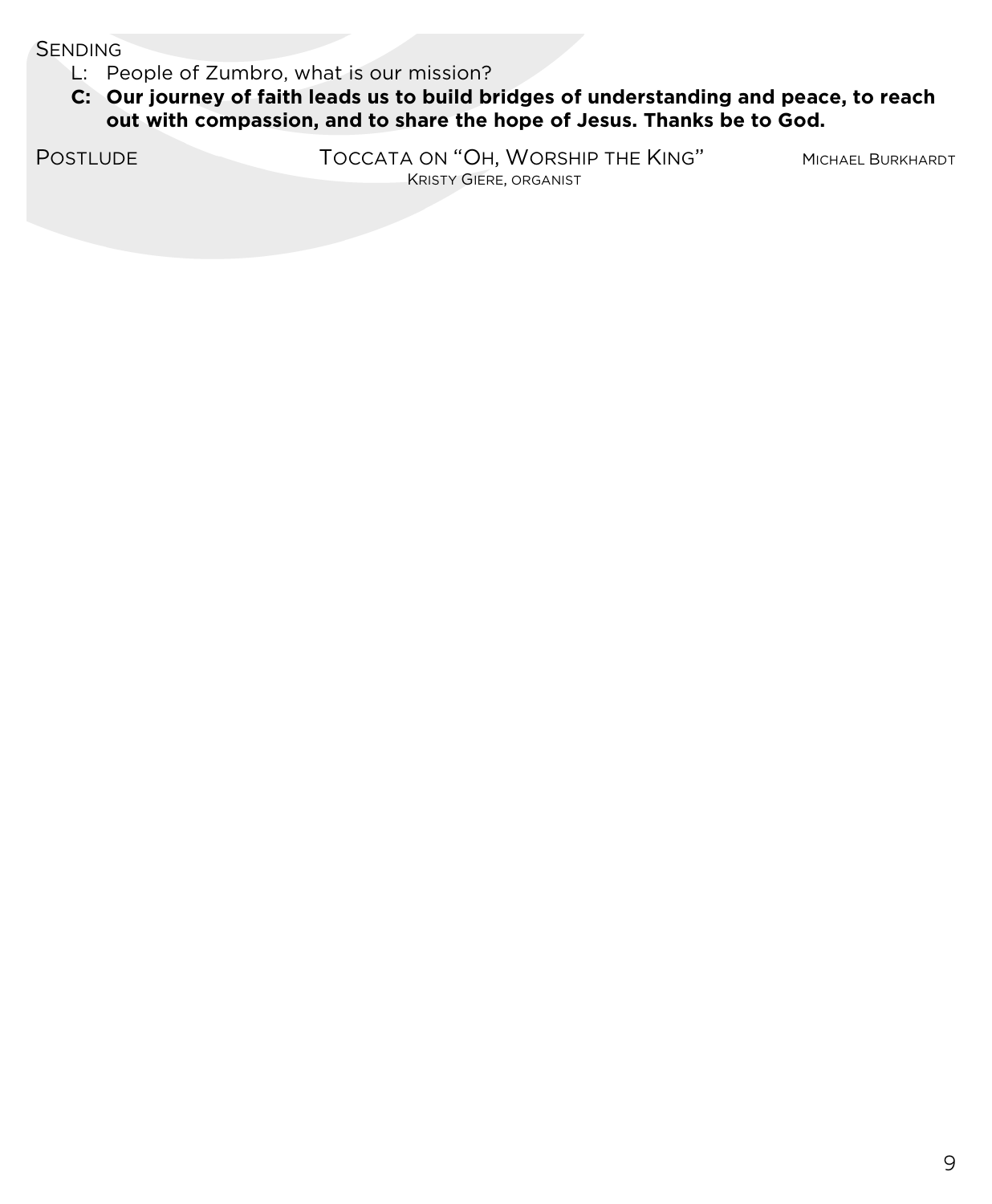## Sending

L: People of Zumbro, what is our mission?

**C: Our journey of faith leads us to build bridges of understanding and peace, to reach out with compassion, and to share the hope of Jesus. Thanks be to God.**

## Postlude

Toccata on "Oh, Worship the King" — Michael Burkhardt

Kristy Giere, organist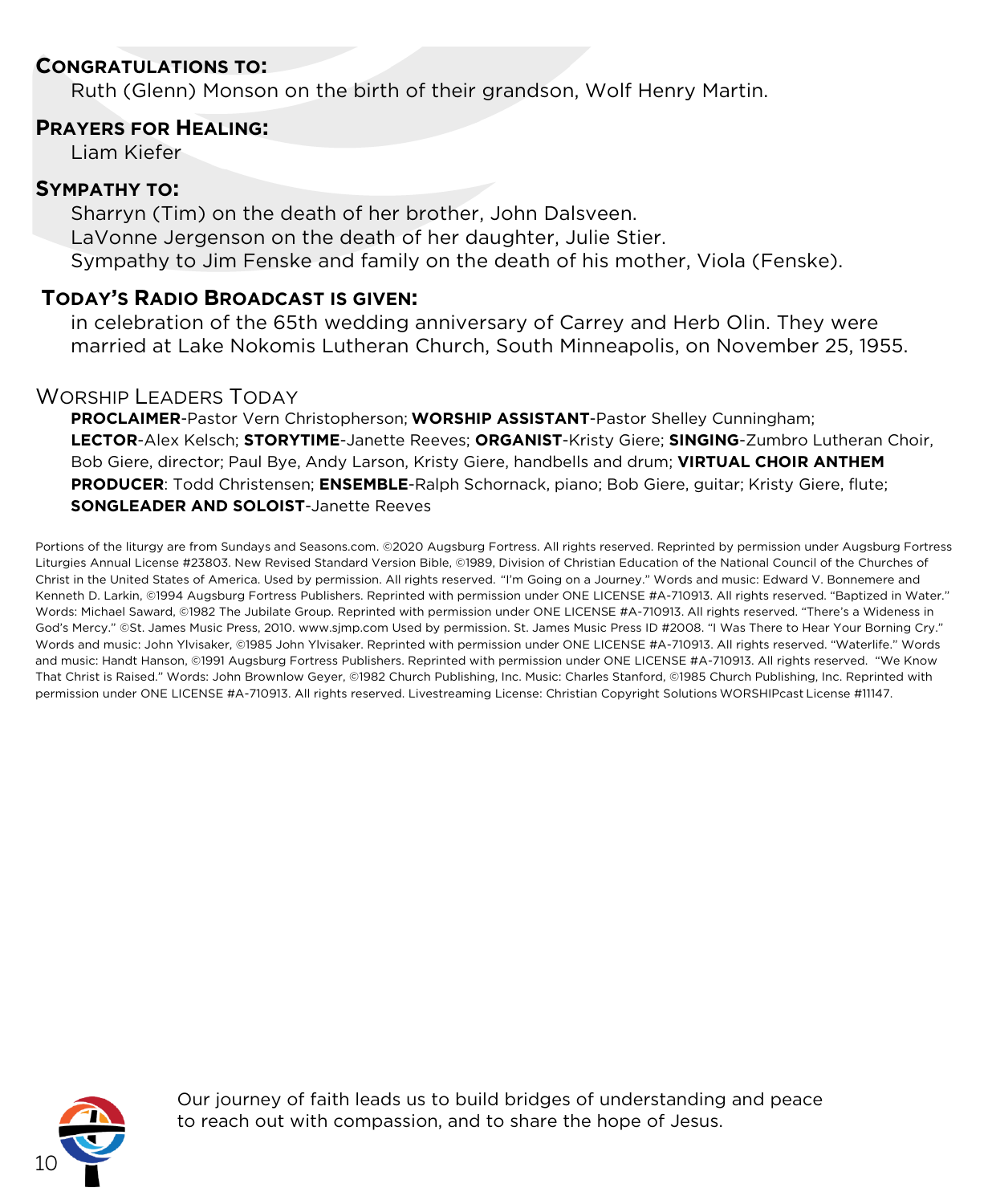## Congratulations to:

Ruth (Glenn) Monson on the birth of their grandson, Wolf Henry Martin.

## Prayers for Healing:

Liam Kiefer

## Sympathy to:

Sharryn (Tim) on the death of her brother, John Dalsveen.
LaVonne Jergenson on the death of her daughter, Julie Stier.
Sympathy to Jim Fenske and family on the death of his mother, Viola (Fenske).

## Today's Radio Broadcast is given:

in celebration of the 65th wedding anniversary of Carrey and Herb Olin. They were married at Lake Nokomis Lutheran Church, South Minneapolis, on November 25, 1955.

## Worship Leaders Today

**PROCLAIMER**-Pastor Vern Christopherson; **WORSHIP ASSISTANT**-Pastor Shelley Cunningham; **LECTOR**-Alex Kelsch; **STORYTIME**-Janette Reeves; **ORGANIST**-Kristy Giere; **SINGING**-Zumbro Lutheran Choir, Bob Giere, director; Paul Bye, Andy Larson, Kristy Giere, handbells and drum; **VIRTUAL CHOIR ANTHEM PRODUCER**: Todd Christensen; **ENSEMBLE**-Ralph Schornack, piano; Bob Giere, guitar; Kristy Giere, flute; **SONGLEADER AND SOLOIST**-Janette Reeves

Portions of the liturgy are from Sundays and Seasons.com. ©2020 Augsburg Fortress. All rights reserved. Reprinted by permission under Augsburg Fortress Liturgies Annual License #23803. New Revised Standard Version Bible, ©1989, Division of Christian Education of the National Council of the Churches of Christ in the United States of America. Used by permission. All rights reserved. "I'm Going on a Journey." Words and music: Edward V. Bonnemere and Kenneth D. Larkin, ©1994 Augsburg Fortress Publishers. Reprinted with permission under ONE LICENSE #A-710913. All rights reserved. "Baptized in Water." Words: Michael Saward, ©1982 The Jubilate Group. Reprinted with permission under ONE LICENSE #A-710913. All rights reserved. "There's a Wideness in God's Mercy." ©St. James Music Press, 2010. www.sjmp.com Used by permission. St. James Music Press ID #2008. "I Was There to Hear Your Borning Cry." Words and music: John Ylvisaker, ©1985 John Ylvisaker. Reprinted with permission under ONE LICENSE #A-710913. All rights reserved. "Waterlife." Words and music: Handt Hanson, ©1991 Augsburg Fortress Publishers. Reprinted with permission under ONE LICENSE #A-710913. All rights reserved. "We Know That Christ is Raised." Words: John Brownlow Geyer, ©1982 Church Publishing, Inc. Music: Charles Stanford, ©1985 Church Publishing, Inc. Reprinted with permission under ONE LICENSE #A-710913. All rights reserved. Livestreaming License: Christian Copyright Solutions WORSHIPcast License #11147.

Our journey of faith leads us to build bridges of understanding and peace to reach out with compassion, and to share the hope of Jesus.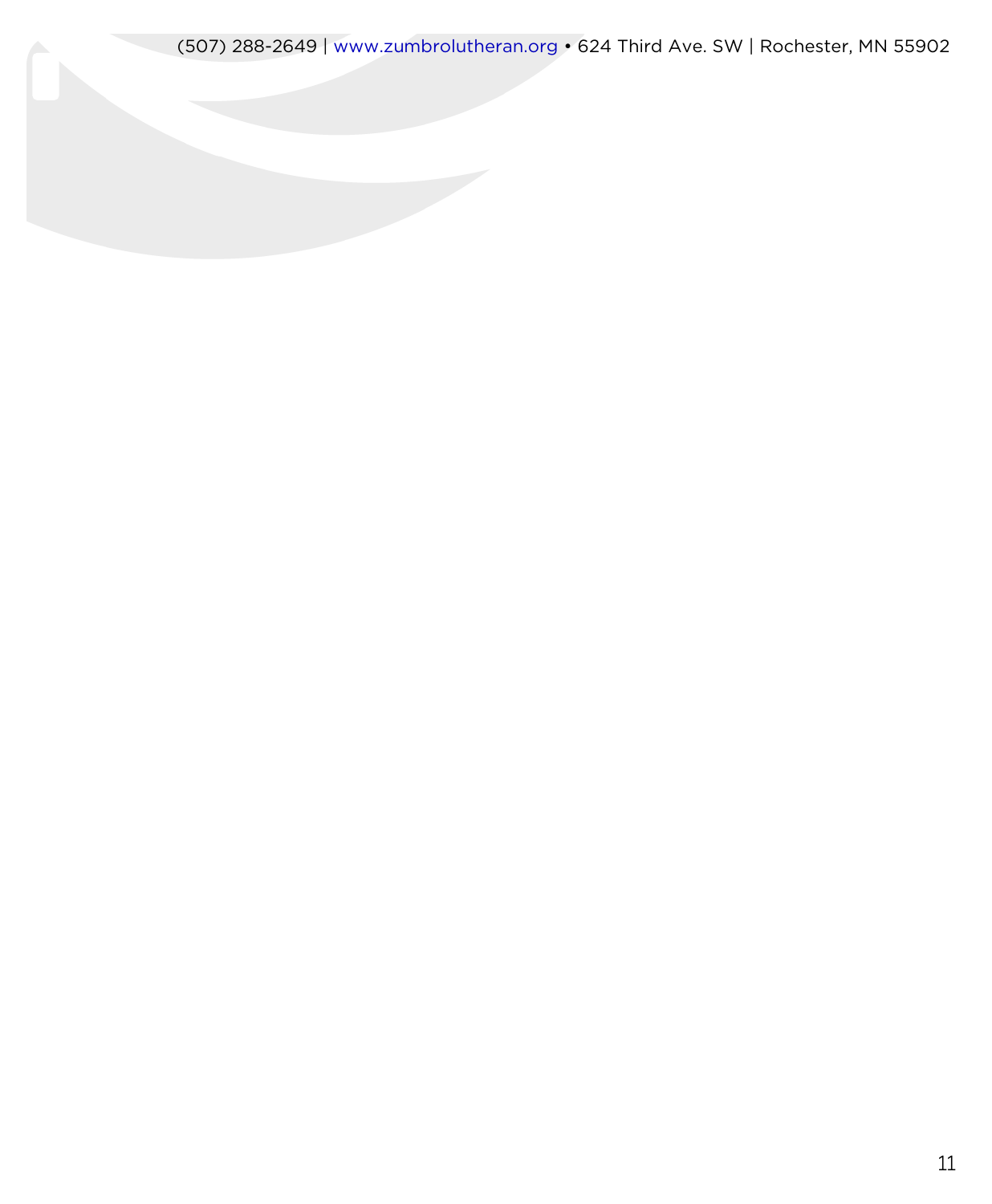(507) 288-2649 | www.zumbrolutheran.org • 624 Third Ave. SW | Rochester, MN 55902